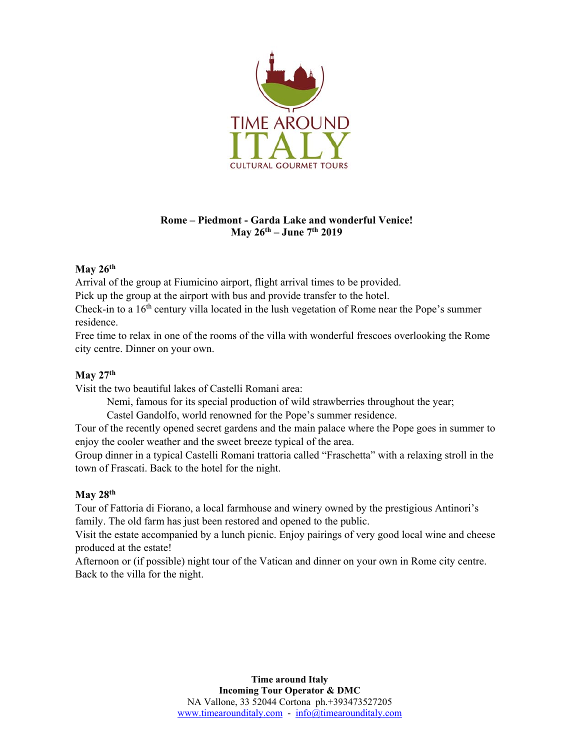TIME AROUND ITALY
CULTURAL GOURMET TOURS

**Rome – Piedmont - Garda Lake and wonderful Venice!**
**May 26th – June 7th 2019**

**May 26th**

Arrival of the group at Fiumicino airport, flight arrival times to be provided.
Pick up the group at the airport with bus and provide transfer to the hotel.
Check-in to a 16th century villa located in the lush vegetation of Rome near the Pope's summer residence.
Free time to relax in one of the rooms of the villa with wonderful frescoes overlooking the Rome city centre. Dinner on your own.

**May 27th**

Visit the two beautiful lakes of Castelli Romani area:

Nemi, famous for its special production of wild strawberries throughout the year;
Castel Gandolfo, world renowned for the Pope's summer residence.

Tour of the recently opened secret gardens and the main palace where the Pope goes in summer to enjoy the cooler weather and the sweet breeze typical of the area.
Group dinner in a typical Castelli Romani trattoria called "Fraschetta" with a relaxing stroll in the town of Frascati. Back to the hotel for the night.

**May 28th**

Tour of Fattoria di Fiorano, a local farmhouse and winery owned by the prestigious Antinori's family. The old farm has just been restored and opened to the public.
Visit the estate accompanied by a lunch picnic. Enjoy pairings of very good local wine and cheese produced at the estate!
Afternoon or (if possible) night tour of the Vatican and dinner on your own in Rome city centre. Back to the villa for the night.

**Time around Italy**
**Incoming Tour Operator & DMC**
NA Vallone, 33 52044 Cortona ph.+393473527205
www.timearounditaly.com - info@timearounditaly.com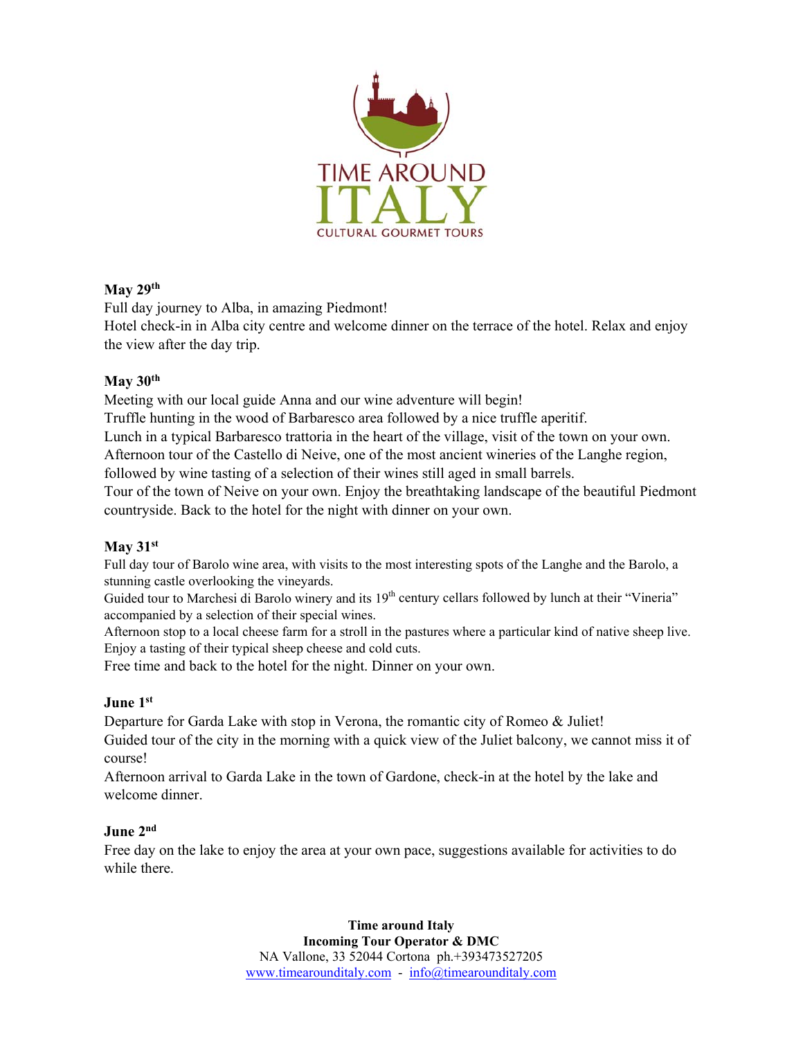**May 29th**

Full day journey to Alba, in amazing Piedmont!
Hotel check-in in Alba city centre and welcome dinner on the terrace of the hotel. Relax and enjoy the view after the day trip.

**May 30th**

Meeting with our local guide Anna and our wine adventure will begin!
Truffle hunting in the wood of Barbaresco area followed by a nice truffle aperitif.
Lunch in a typical Barbaresco trattoria in the heart of the village, visit of the town on your own.
Afternoon tour of the Castello di Neive, one of the most ancient wineries of the Langhe region, followed by wine tasting of a selection of their wines still aged in small barrels.
Tour of the town of Neive on your own. Enjoy the breathtaking landscape of the beautiful Piedmont countryside. Back to the hotel for the night with dinner on your own.

**May 31st**

Full day tour of Barolo wine area, with visits to the most interesting spots of the Langhe and the Barolo, a stunning castle overlooking the vineyards.
Guided tour to Marchesi di Barolo winery and its 19th century cellars followed by lunch at their "Vineria" accompanied by a selection of their special wines.
Afternoon stop to a local cheese farm for a stroll in the pastures where a particular kind of native sheep live. Enjoy a tasting of their typical sheep cheese and cold cuts.
Free time and back to the hotel for the night. Dinner on your own.

**June 1st**

Departure for Garda Lake with stop in Verona, the romantic city of Romeo & Juliet!
Guided tour of the city in the morning with a quick view of the Juliet balcony, we cannot miss it of course!
Afternoon arrival to Garda Lake in the town of Gardone, check-in at the hotel by the lake and welcome dinner.

**June 2nd**

Free day on the lake to enjoy the area at your own pace, suggestions available for activities to do while there.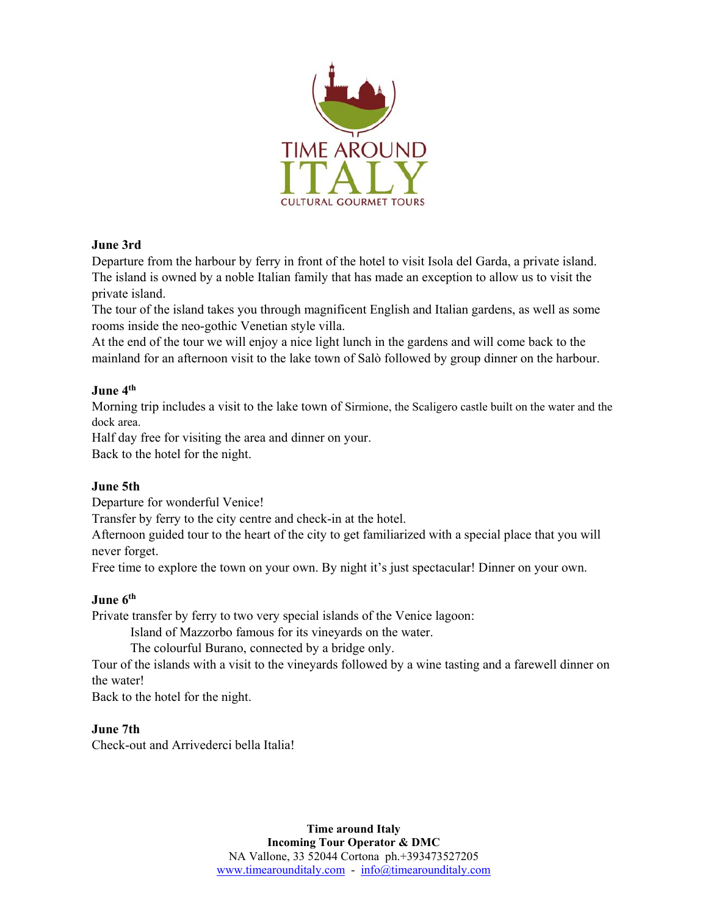**June 3rd**

Departure from the harbour by ferry in front of the hotel to visit Isola del Garda, a private island. The island is owned by a noble Italian family that has made an exception to allow us to visit the private island.

The tour of the island takes you through magnificent English and Italian gardens, as well as some rooms inside the neo-gothic Venetian style villa.

At the end of the tour we will enjoy a nice light lunch in the gardens and will come back to the mainland for an afternoon visit to the lake town of Salò followed by group dinner on the harbour.

**June 4th**

Morning trip includes a visit to the lake town of Sirmione, the Scaligero castle built on the water and the dock area.

Half day free for visiting the area and dinner on your.

Back to the hotel for the night.

**June 5th**

Departure for wonderful Venice!

Transfer by ferry to the city centre and check-in at the hotel.

Afternoon guided tour to the heart of the city to get familiarized with a special place that you will never forget.

Free time to explore the town on your own. By night it's just spectacular! Dinner on your own.

**June 6th**

Private transfer by ferry to two very special islands of the Venice lagoon:

Island of Mazzorbo famous for its vineyards on the water.

The colourful Burano, connected by a bridge only.

Tour of the islands with a visit to the vineyards followed by a wine tasting and a farewell dinner on the water!

Back to the hotel for the night.

**June 7th**

Check-out and Arrivederci bella Italia!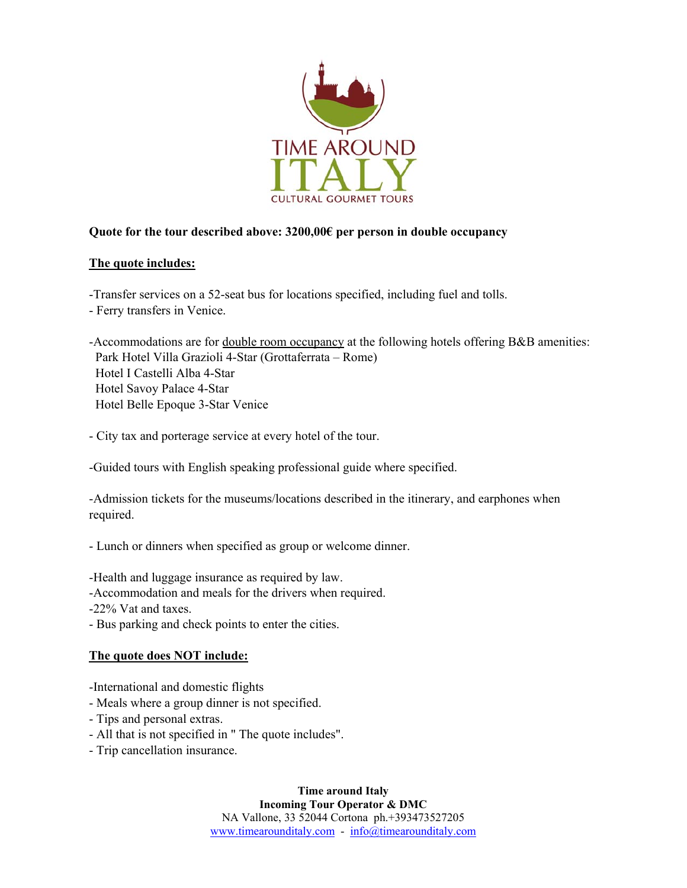TIME AROUND
ITALY
CULTURAL GOURMET TOURS

**Quote for the tour described above: 3200,00€ per person in double occupancy**

**The quote includes:**

-Transfer services on a 52-seat bus for locations specified, including fuel and tolls.
- Ferry transfers in Venice.

-Accommodations are for double room occupancy at the following hotels offering B&B amenities:
  Park Hotel Villa Grazioli 4-Star (Grottaferrata – Rome)
  Hotel I Castelli Alba 4-Star
  Hotel Savoy Palace 4-Star
  Hotel Belle Epoque 3-Star Venice

- City tax and porterage service at every hotel of the tour.

-Guided tours with English speaking professional guide where specified.

-Admission tickets for the museums/locations described in the itinerary, and earphones when required.

- Lunch or dinners when specified as group or welcome dinner.

-Health and luggage insurance as required by law.
-Accommodation and meals for the drivers when required.
-22% Vat and taxes.
- Bus parking and check points to enter the cities.

**The quote does NOT include:**

-International and domestic flights
- Meals where a group dinner is not specified.
- Tips and personal extras.
- All that is not specified in " The quote includes".
- Trip cancellation insurance.

**Time around Italy**
**Incoming Tour Operator & DMC**
NA Vallone, 33 52044 Cortona ph.+393473527205
www.timearounditaly.com - info@timearounditaly.com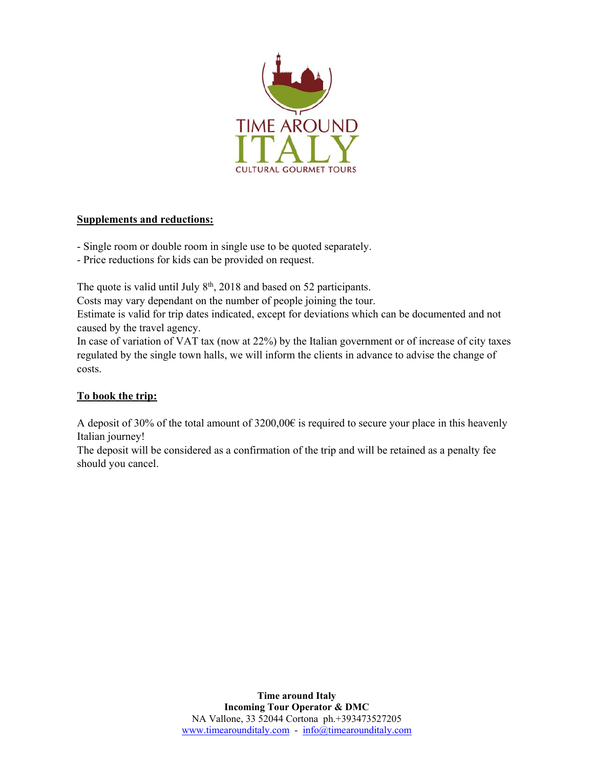**Supplements and reductions:**

- Single room or double room in single use to be quoted separately.
- Price reductions for kids can be provided on request.

The quote is valid until July 8th, 2018 and based on 52 participants.
Costs may vary dependant on the number of people joining the tour.
Estimate is valid for trip dates indicated, except for deviations which can be documented and not caused by the travel agency.
In case of variation of VAT tax (now at 22%) by the Italian government or of increase of city taxes regulated by the single town halls, we will inform the clients in advance to advise the change of costs.

**To book the trip:**

A deposit of 30% of the total amount of 3200,00€ is required to secure your place in this heavenly Italian journey!
The deposit will be considered as a confirmation of the trip and will be retained as a penalty fee should you cancel.

**Time around Italy**
**Incoming Tour Operator & DMC**
NA Vallone, 33 52044 Cortona ph.+393473527205
www.timearounditaly.com - info@timearounditaly.com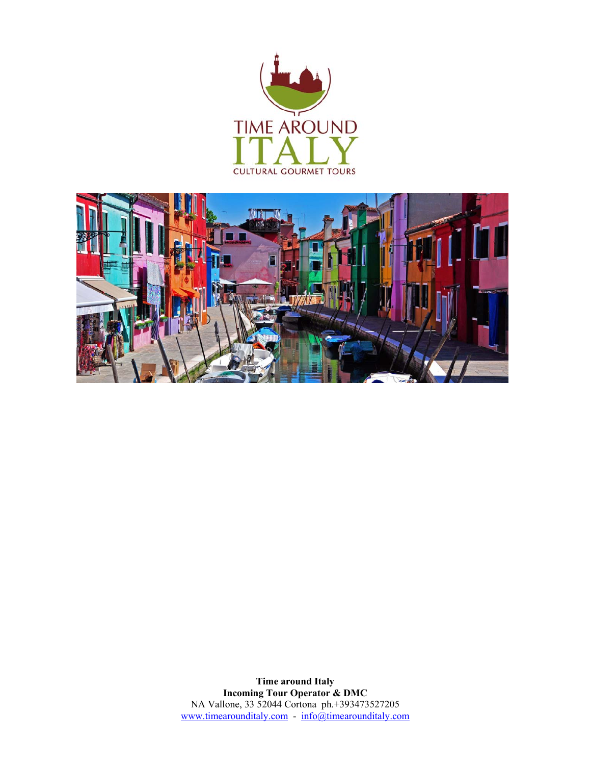**Time around Italy**
**Incoming Tour Operator & DMC**
NA Vallone, 33 52044 Cortona ph.+393473527205
www.timearounditaly.com - info@timearounditaly.com